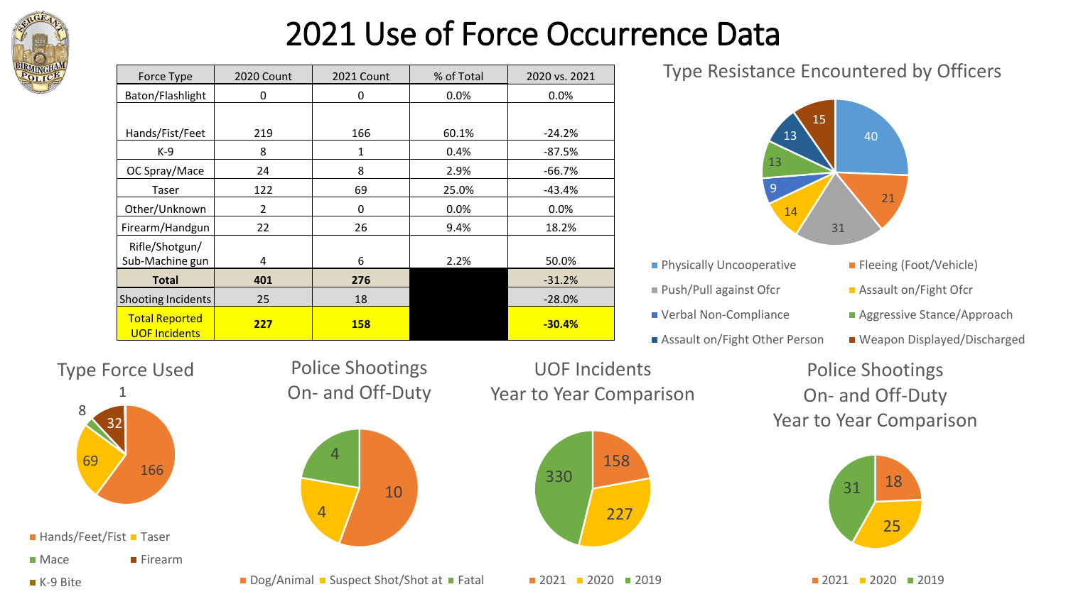# 2021 Use of Force Occurrence Data

| Force Type | 2020 Count | 2021 Count | % of Total | 2020 vs. 2021 |
|---|---|---|---|---|
| Baton/Flashlight | 0 | 0 | 0.0% | 0.0% |
| Hands/Fist/Feet | 219 | 166 | 60.1% | -24.2% |
| K-9 | 8 | 1 | 0.4% | -87.5% |
| OC Spray/Mace | 24 | 8 | 2.9% | -66.7% |
| Taser | 122 | 69 | 25.0% | -43.4% |
| Other/Unknown | 2 | 0 | 0.0% | 0.0% |
| Firearm/Handgun | 22 | 26 | 9.4% | 18.2% |
| Rifle/Shotgun/ Sub-Machine gun | 4 | 6 | 2.2% | 50.0% |
| **Total** | **401** | **276** | | -31.2% |
| Shooting Incidents | 25 | 18 | | -28.0% |
| **Total Reported UOF Incidents** | **227** | **158** | | **-30.4%** |

## Type Resistance Encountered by Officers

- Physically Uncooperative: 40
- Fleeing (Foot/Vehicle): 21
- Push/Pull against Ofcr: 31
- Assault on/Fight Ofcr: 14
- Verbal Non-Compliance: 9
- Aggressive Stance/Approach: 13
- Assault on/Fight Other Person: 13
- Weapon Displayed/Discharged: 15

## Type Force Used

- Hands/Feet/Fist: 166
- Taser: 69
- Mace: 8
- Firearm: 32
- K-9 Bite: 1

## Police Shootings On- and Off-Duty

- Dog/Animal: 10
- Suspect Shot/Shot at: 4
- Fatal: 4

## UOF Incidents Year to Year Comparison

- 2021: 158
- 2020: 227
- 2019: 330

## Police Shootings On- and Off-Duty Year to Year Comparison

- 2021: 18
- 2020: 25
- 2019: 31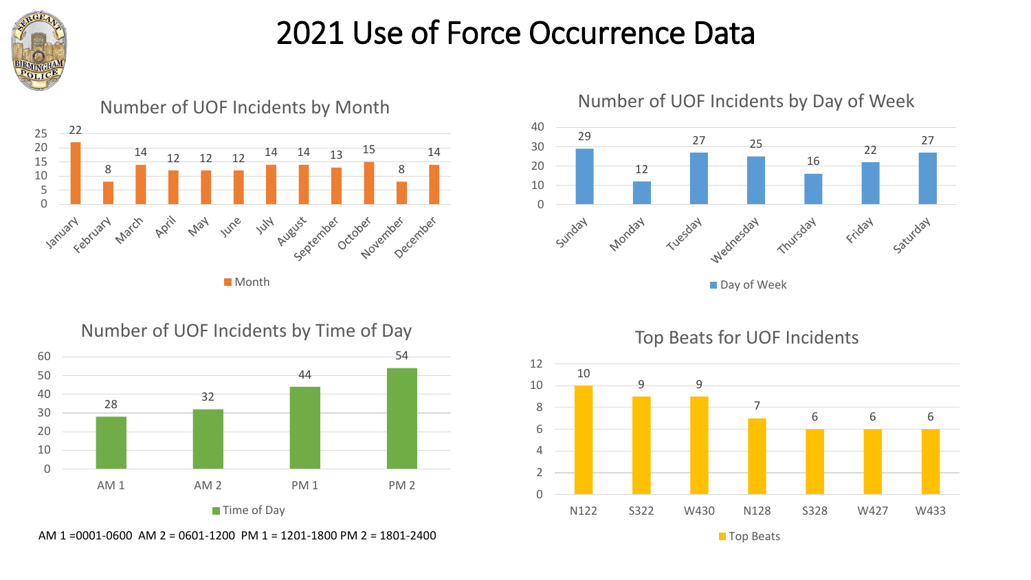# 2021 Use of Force Occurrence Data

## Number of UOF Incidents by Month

| Month | Count |
|---|---|
| January | 22 |
| February | 8 |
| March | 14 |
| April | 12 |
| May | 12 |
| June | 12 |
| July | 14 |
| August | 14 |
| September | 13 |
| October | 15 |
| November | 8 |
| December | 14 |

## Number of UOF Incidents by Day of Week

| Day of Week | Count |
|---|---|
| Sunday | 29 |
| Monday | 12 |
| Tuesday | 27 |
| Wednesday | 25 |
| Thursday | 16 |
| Friday | 22 |
| Saturday | 27 |

## Number of UOF Incidents by Time of Day

| Time of Day | Count |
|---|---|
| AM 1 | 28 |
| AM 2 | 32 |
| PM 1 | 44 |
| PM 2 | 54 |

AM 1 =0001-0600 AM 2 = 0601-1200 PM 1 = 1201-1800 PM 2 = 1801-2400

## Top Beats for UOF Incidents

| Top Beats | Count |
|---|---|
| N122 | 10 |
| S322 | 9 |
| W430 | 9 |
| N128 | 7 |
| S328 | 6 |
| W427 | 6 |
| W433 | 6 |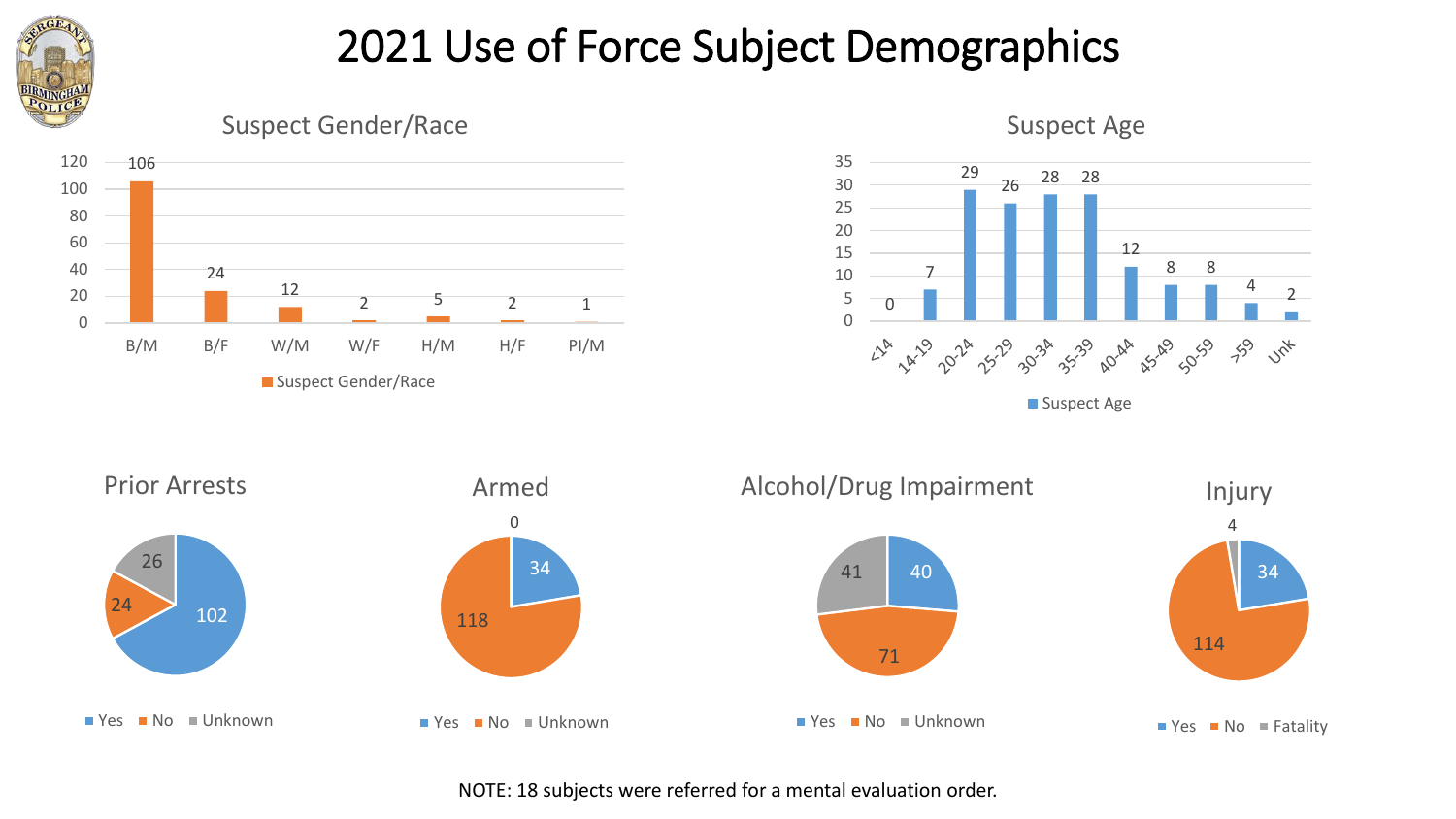# 2021 Use of Force Subject Demographics

## Suspect Gender/Race

| Suspect Gender/Race | B/M | B/F | W/M | W/F | H/M | H/F | PI/M |
|---|---|---|---|---|---|---|---|
| Count | 106 | 24 | 12 | 2 | 5 | 2 | 1 |

## Suspect Age

| Suspect Age | <14 | 14-19 | 20-24 | 25-29 | 30-34 | 35-39 | 40-44 | 45-49 | 50-59 | >59 | Unk |
|---|---|---|---|---|---|---|---|---|---|---|---|
| Count | 0 | 7 | 29 | 26 | 28 | 28 | 12 | 8 | 8 | 4 | 2 |

## Prior Arrests

| Yes | No | Unknown |
|---|---|---|
| 102 | 24 | 26 |

## Armed

| Yes | No | Unknown |
|---|---|---|
| 34 | 118 | 0 |

## Alcohol/Drug Impairment

| Yes | No | Unknown |
|---|---|---|
| 40 | 71 | 41 |

## Injury

| Yes | No | Fatality |
|---|---|---|
| 34 | 114 | 4 |

NOTE: 18 subjects were referred for a mental evaluation order.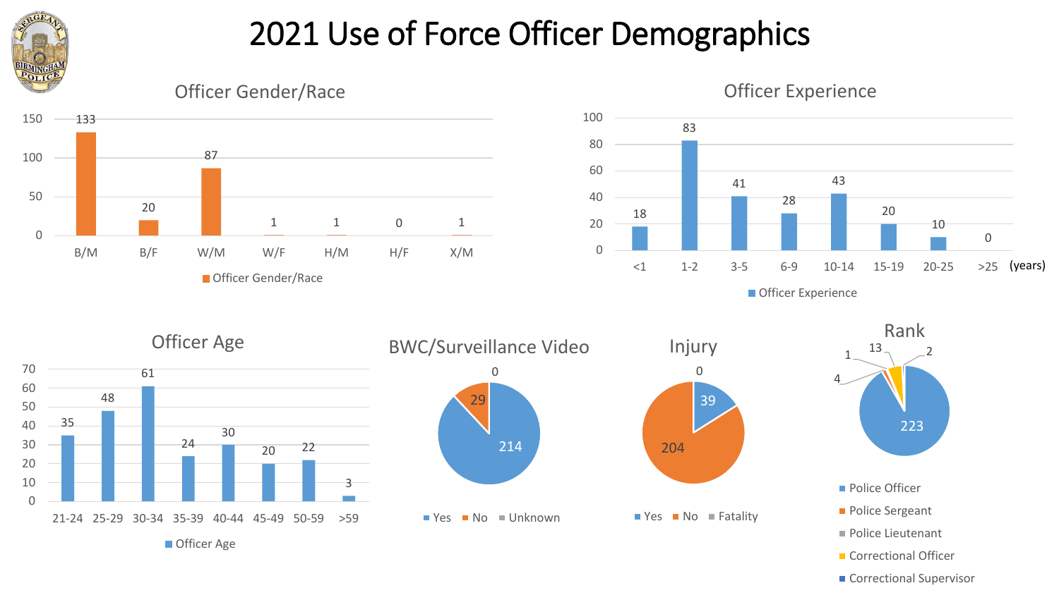# 2021 Use of Force Officer Demographics

## Officer Gender/Race

| B/M | B/F | W/M | W/F | H/M | H/F | X/M |
|---|---|---|---|---|---|---|
| 133 | 20 | 87 | 1 | 1 | 0 | 1 |

## Officer Experience

| <1 | 1-2 | 3-5 | 6-9 | 10-14 | 15-19 | 20-25 | >25 (years) |
|---|---|---|---|---|---|---|---|
| 18 | 83 | 41 | 28 | 43 | 20 | 10 | 0 |

## Officer Age

| 21-24 | 25-29 | 30-34 | 35-39 | 40-44 | 45-49 | 50-59 | >59 |
|---|---|---|---|---|---|---|---|
| 35 | 48 | 61 | 24 | 30 | 20 | 22 | 3 |

## BWC/Surveillance Video

| Yes | No | Unknown |
|---|---|---|
| 214 | 29 | 0 |

## Injury

| Yes | No | Fatality |
|---|---|---|
| 39 | 204 | 0 |

## Rank

| Police Officer | Police Sergeant | Police Lieutenant | Correctional Officer | Correctional Supervisor |
|---|---|---|---|---|
| 223 | 4 | 1 | 13 | 2 |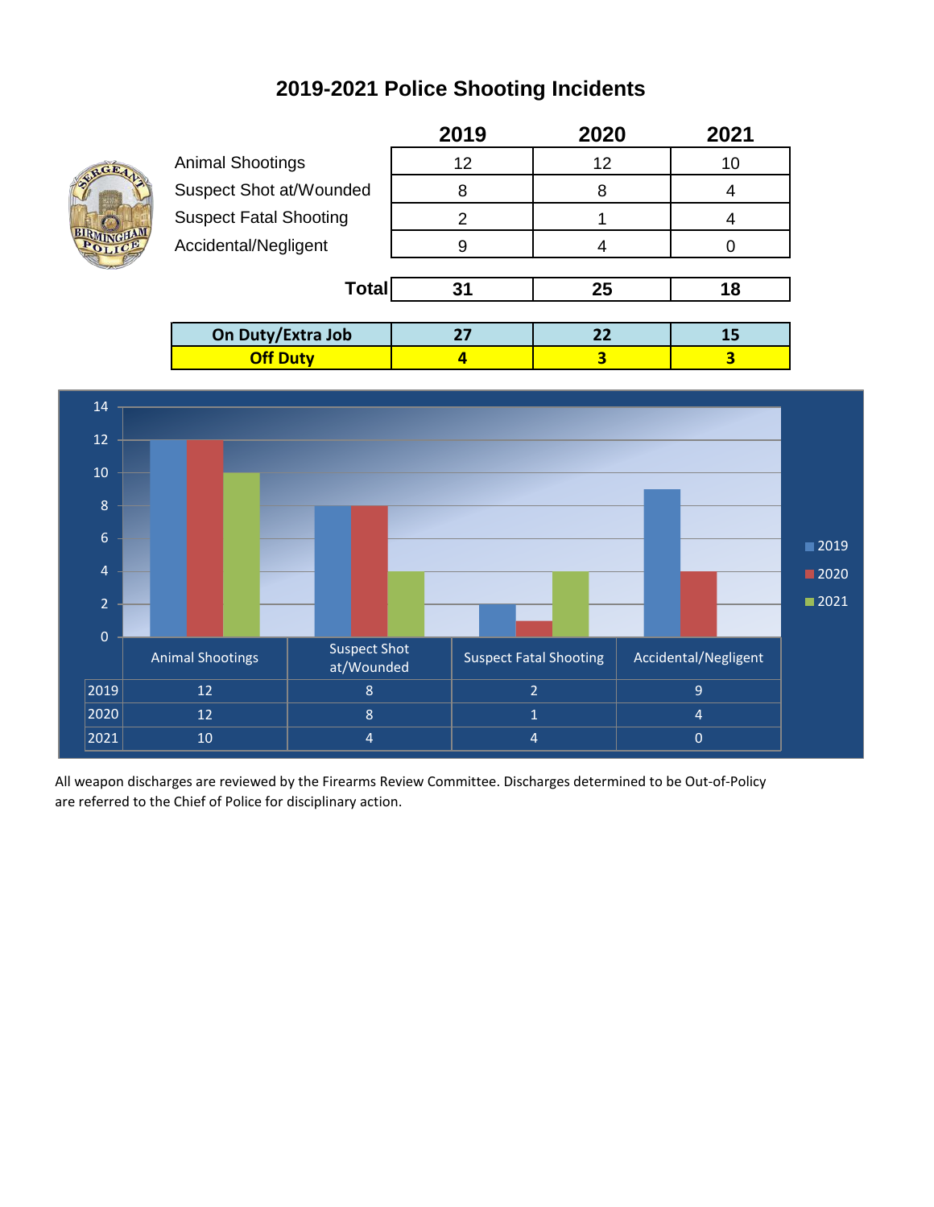# 2019-2021 Police Shooting Incidents

| | 2019 | 2020 | 2021 |
|---|---|---|---|
| Animal Shootings | 12 | 12 | 10 |
| Suspect Shot at/Wounded | 8 | 8 | 4 |
| Suspect Fatal Shooting | 2 | 1 | 4 |
| Accidental/Negligent | 9 | 4 | 0 |
| **Total** | **31** | **25** | **18** |
| **On Duty/Extra Job** | **27** | **22** | **15** |
| **Off Duty** | **4** | **3** | **3** |

| | Animal Shootings | Suspect Shot at/Wounded | Suspect Fatal Shooting | Accidental/Negligent |
|---|---|---|---|---|
| 2019 | 12 | 8 | 2 | 9 |
| 2020 | 12 | 8 | 1 | 4 |
| 2021 | 10 | 4 | 4 | 0 |

All weapon discharges are reviewed by the Firearms Review Committee. Discharges determined to be Out-of-Policy are referred to the Chief of Police for disciplinary action.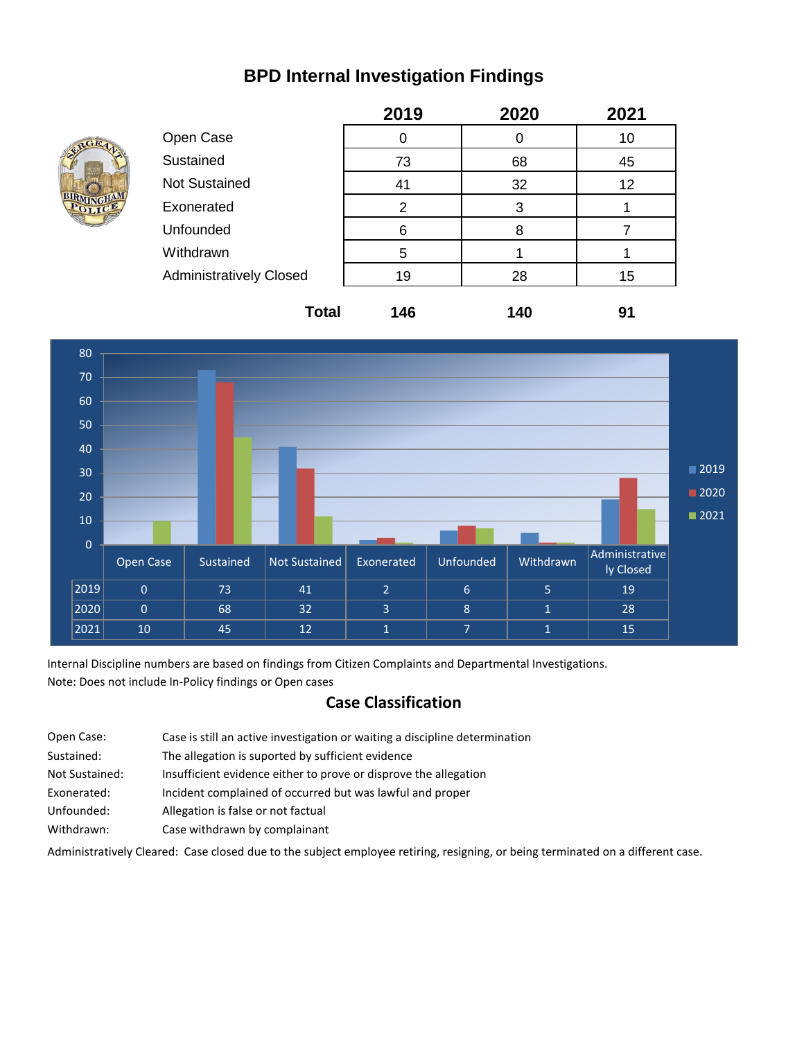# BPD Internal Investigation Findings

| | 2019 | 2020 | 2021 |
|---|---|---|---|
| Open Case | 0 | 0 | 10 |
| Sustained | 73 | 68 | 45 |
| Not Sustained | 41 | 32 | 12 |
| Exonerated | 2 | 3 | 1 |
| Unfounded | 6 | 8 | 7 |
| Withdrawn | 5 | 1 | 1 |
| Administratively Closed | 19 | 28 | 15 |
| **Total** | **146** | **140** | **91** |

| | Open Case | Sustained | Not Sustained | Exonerated | Unfounded | Withdrawn | Administratively Closed |
|---|---|---|---|---|---|---|---|
| 2019 | 0 | 73 | 41 | 2 | 6 | 5 | 19 |
| 2020 | 0 | 68 | 32 | 3 | 8 | 1 | 28 |
| 2021 | 10 | 45 | 12 | 1 | 7 | 1 | 15 |

Internal Discipline numbers are based on findings from Citizen Complaints and Departmental Investigations.
Note: Does not include In-Policy findings or Open cases

## Case Classification

Open Case: Case is still an active investigation or waiting a discipline determination
Sustained: The allegation is suported by sufficient evidence
Not Sustained: Insufficient evidence either to prove or disprove the allegation
Exonerated: Incident complained of occurred but was lawful and proper
Unfounded: Allegation is false or not factual
Withdrawn: Case withdrawn by complainant
Administratively Cleared: Case closed due to the subject employee retiring, resigning, or being terminated on a different case.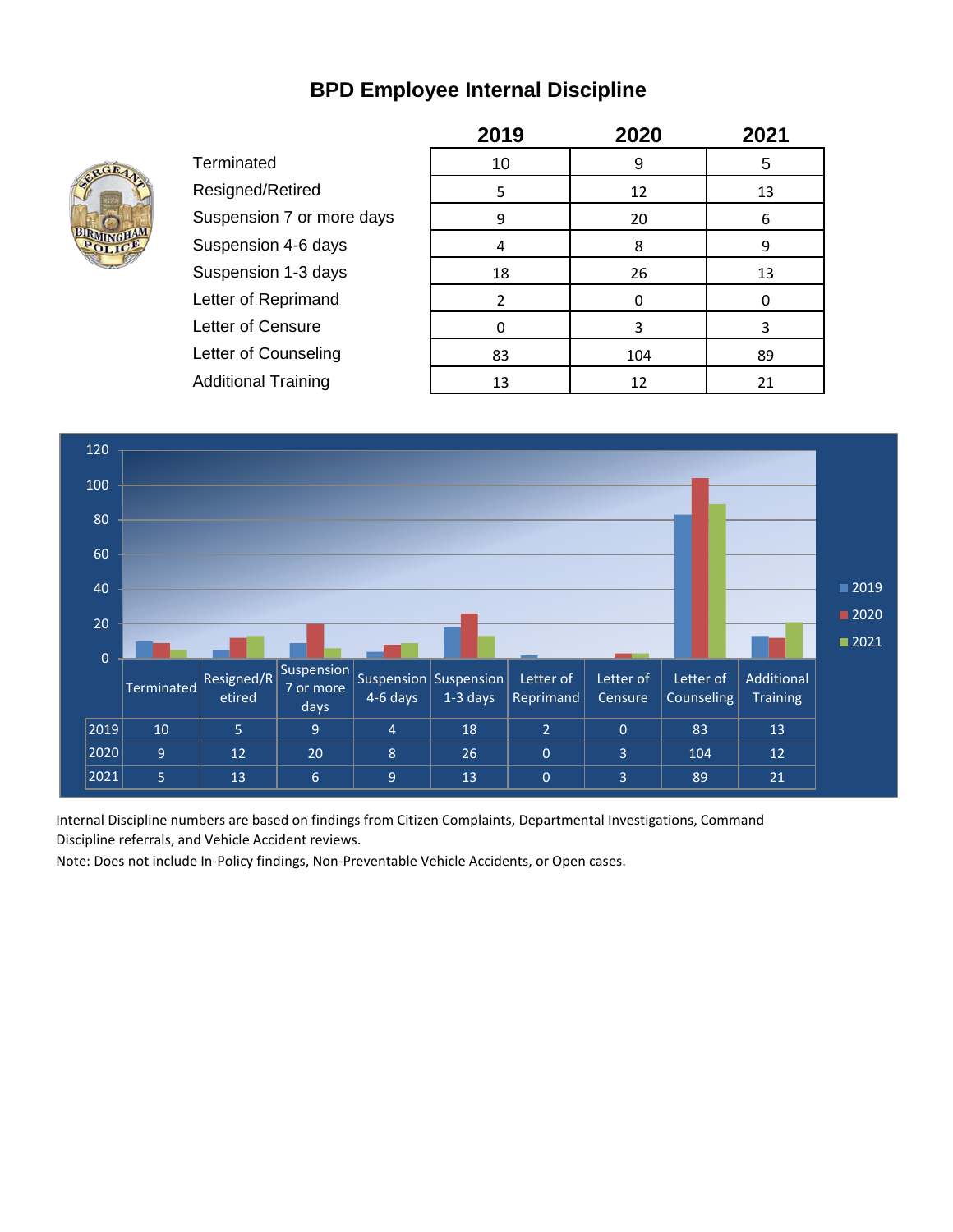# BPD Employee Internal Discipline

| | 2019 | 2020 | 2021 |
|---|---|---|---|
| Terminated | 10 | 9 | 5 |
| Resigned/Retired | 5 | 12 | 13 |
| Suspension 7 or more days | 9 | 20 | 6 |
| Suspension 4-6 days | 4 | 8 | 9 |
| Suspension 1-3 days | 18 | 26 | 13 |
| Letter of Reprimand | 2 | 0 | 0 |
| Letter of Censure | 0 | 3 | 3 |
| Letter of Counseling | 83 | 104 | 89 |
| Additional Training | 13 | 12 | 21 |

120
100
80
60
40
20
0

2019
2020
2021

Terminated
Resigned/Retired
Suspension 7 or more days
Suspension 4-6 days
Suspension 1-3 days
Letter of Reprimand
Letter of Censure
Letter of Counseling
Additional Training

2019 10 5 9 4 18 2 0 83 13
2020 9 12 20 8 26 0 3 104 12
2021 5 13 6 9 13 0 3 89 21

Internal Discipline numbers are based on findings from Citizen Complaints, Departmental Investigations, Command Discipline referrals, and Vehicle Accident reviews.

Note: Does not include In-Policy findings, Non-Preventable Vehicle Accidents, or Open cases.